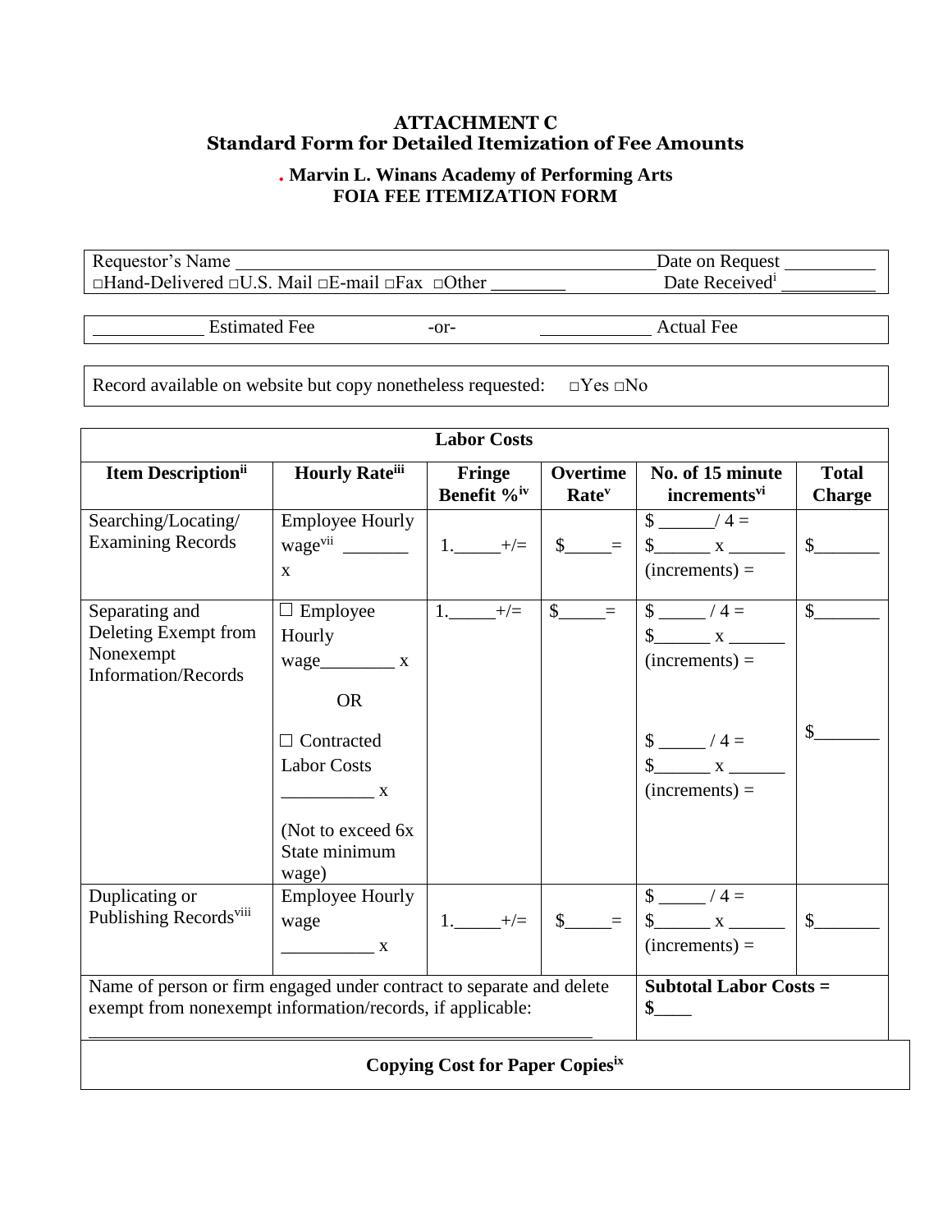**ATTACHMENT C**
**Standard Form for Detailed Itemization of Fee Amounts**

**. Marvin L. Winans Academy of Performing Arts**
**FOIA FEE ITEMIZATION FORM**

| Requestor's Name ______________________________________ | Date on Request __________ |
|---|---|
| □Hand-Delivered □U.S. Mail □E-mail □Fax □Other ________ | Date Received[i] __________ |

| ____________ Estimated Fee | -or- | ____________ Actual Fee |
|---|---|---|

Record available on website but copy nonetheless requested: □Yes □No

| Labor Costs | | | | | |
|---|---|---|---|---|---|
| **Item Description[ii]** | **Hourly Rate[iii]** | **Fringe Benefit %[iv]** | **Overtime Rate[v]** | **No. of 15 minute increments[vi]** | **Total Charge** |
| Searching/Locating/ Examining Records | Employee Hourly wage[vii] _______ x | 1.\_\_\_\_\_+/= | $\_\_\_\_\_= | $ \_\_\_\_\_\_/ 4 = $\_\_\_\_\_\_ x \_\_\_\_\_\_ (increments) = | $\_\_\_\_\_\_\_ |
| Separating and Deleting Exempt from Nonexempt Information/Records | ☐ Employee Hourly wage\_\_\_\_\_\_\_\_ x | 1.\_\_\_\_\_+/= | $\_\_\_\_\_= | $ \_\_\_\_\_ / 4 = $\_\_\_\_\_\_ x \_\_\_\_\_\_ (increments) = | $\_\_\_\_\_\_\_ |
| | OR | | | | |
| | ☐ Contracted Labor Costs \_\_\_\_\_\_\_\_\_\_ x (Not to exceed 6x State minimum wage) | | | $ \_\_\_\_\_ / 4 = $\_\_\_\_\_\_ x \_\_\_\_\_\_ (increments) = | $\_\_\_\_\_\_\_ |
| Duplicating or Publishing Records[viii] | Employee Hourly wage \_\_\_\_\_\_\_\_\_\_ x | 1.\_\_\_\_\_+/= | $\_\_\_\_\_= | $ \_\_\_\_\_ / 4 = $\_\_\_\_\_\_ x \_\_\_\_\_\_ (increments) = | $\_\_\_\_\_\_\_ |
| Name of person or firm engaged under contract to separate and delete exempt from nonexempt information/records, if applicable: \_\_\_\_\_\_\_\_\_\_\_\_\_\_\_\_\_\_\_\_\_\_\_\_\_\_\_\_\_\_\_\_\_\_\_\_\_\_\_\_ | | | | **Subtotal Labor Costs = $\_\_\_\_** | |

**Copying Cost for Paper Copies[ix]**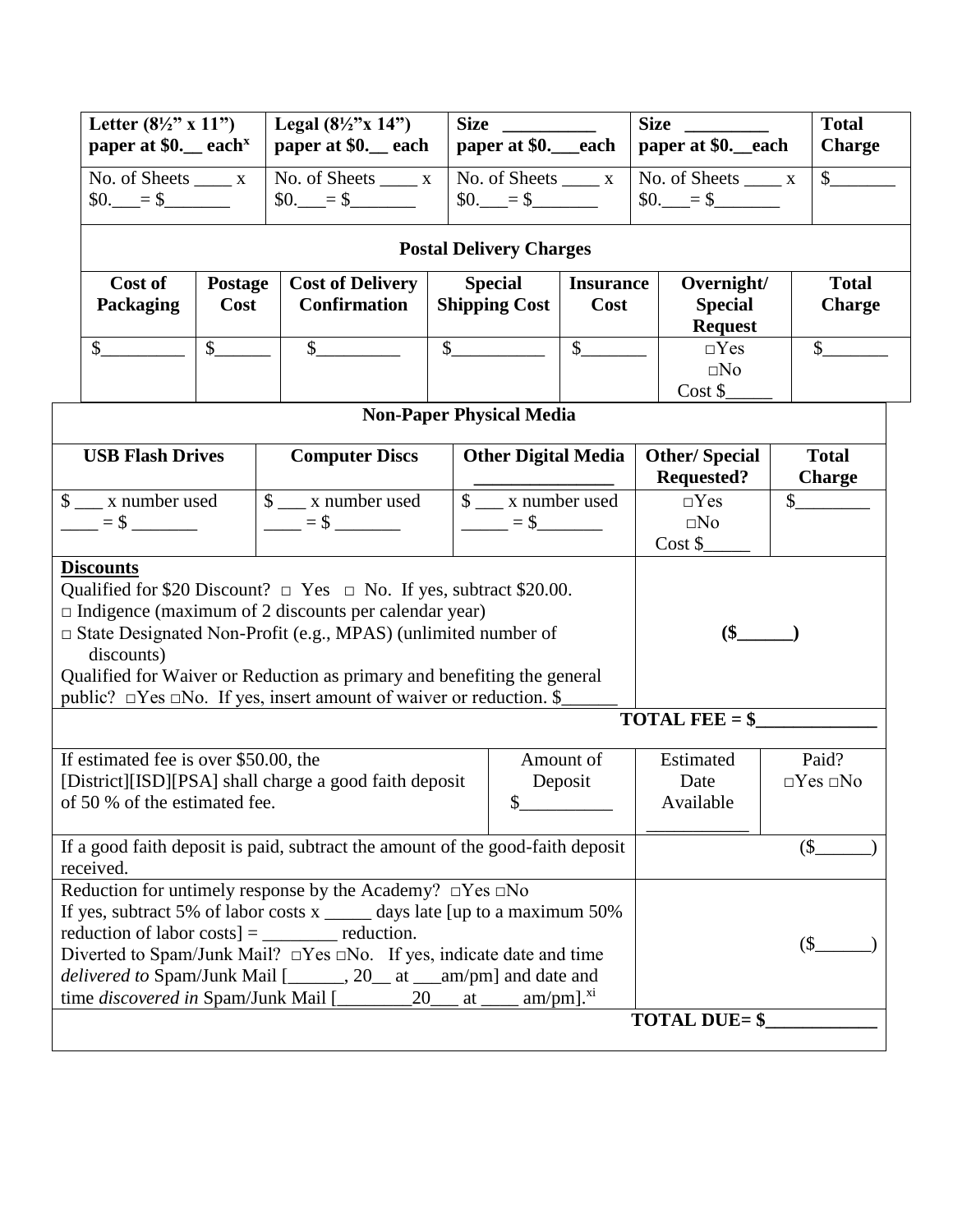| Letter (8½" x 11") paper at $0.__ each[x] | Legal (8½"x 14") paper at $0.__ each | Size __________ paper at $0.___each | Size _________ paper at $0.__each | Total Charge |
|---|---|---|---|---|
| No. of Sheets ____ x $0.___= $_______ | No. of Sheets ____ x $0.___= $_______ | No. of Sheets ____ x $0.___= $_______ | No. of Sheets ____ x $0.___= $_______ | $_______ |

**Postal Delivery Charges**

| Cost of Packaging | Postage Cost | Cost of Delivery Confirmation | Special Shipping Cost | Insurance Cost | Overnight/ Special Request | Total Charge |
|---|---|---|---|---|---|---|
| $_________ | $______ | $_________ | $__________ | $_______ | □Yes □No Cost $_____ | $_______ |

**Non-Paper Physical Media**

| USB Flash Drives | Computer Discs | Other Digital Media _______________ | Other/ Special Requested? | Total Charge |
|---|---|---|---|---|
| $ ___ x number used ____ = $ _______ | $ ___ x number used ____ = $ _______ | $ ___ x number used _____ = $_______ | □Yes □No Cost $_____ | $________ |

| **Discounts** | |
|---|---|
| Qualified for $20 Discount? □ Yes □ No. If yes, subtract $20.00.<br>□ Indigence (maximum of 2 discounts per calendar year)<br>□ State Designated Non-Profit (e.g., MPAS) (unlimited number of discounts)<br>Qualified for Waiver or Reduction as primary and benefiting the general public? □Yes □No. If yes, insert amount of waiver or reduction. $______ | **($______)** |
| | **TOTAL FEE = $_____________** |

| If estimated fee is over $50.00, the [District][ISD][PSA] shall charge a good faith deposit of 50 % of the estimated fee. | Amount of Deposit $__________ | Estimated Date Available ___________ | Paid? □Yes □No |
|---|---|---|---|
| If a good faith deposit is paid, subtract the amount of the good-faith deposit received. | | | ($______) |
| Reduction for untimely response by the Academy? □Yes □No<br>If yes, subtract 5% of labor costs x _____ days late [up to a maximum 50% reduction of labor costs] = ________ reduction.<br>Diverted to Spam/Junk Mail? □Yes □No. If yes, indicate date and time *delivered to* Spam/Junk Mail [______, 20__ at ___am/pm] and date and time *discovered in* Spam/Junk Mail [________20___ at ____ am/pm].[xi] | | | ($______) |
| | | | **TOTAL DUE= $____________** |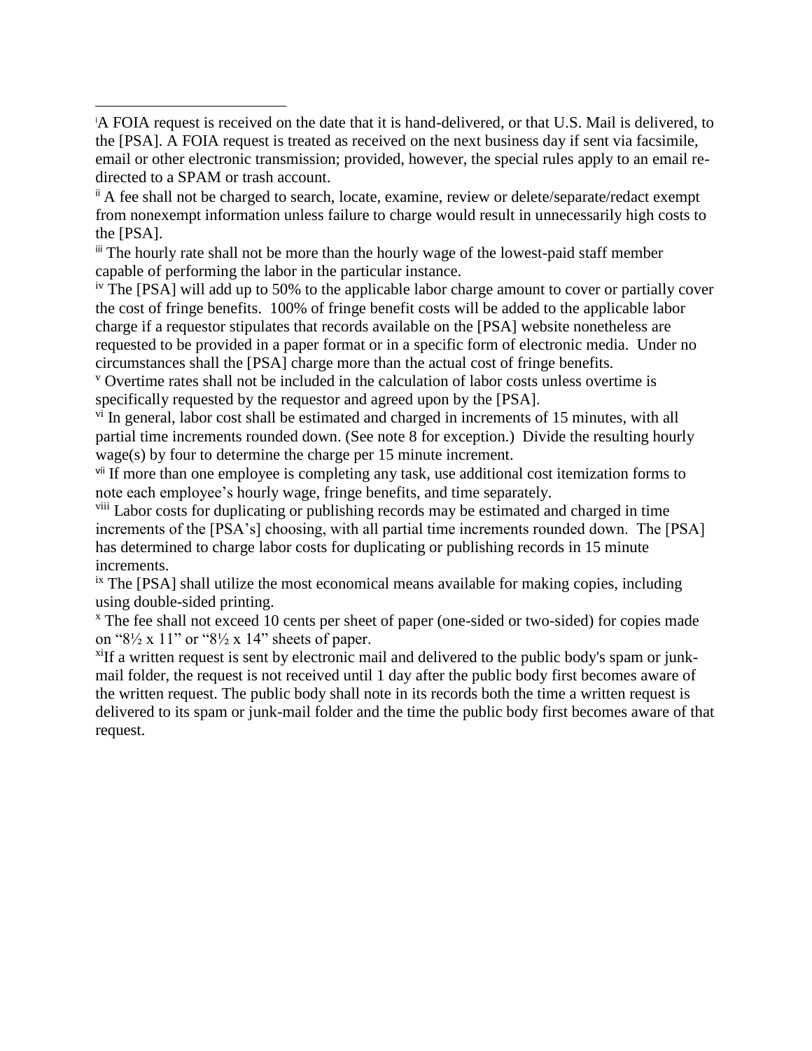[i] A FOIA request is received on the date that it is hand-delivered, or that U.S. Mail is delivered, to the [PSA]. A FOIA request is treated as received on the next business day if sent via facsimile, email or other electronic transmission; provided, however, the special rules apply to an email re-directed to a SPAM or trash account.

[ii] A fee shall not be charged to search, locate, examine, review or delete/separate/redact exempt from nonexempt information unless failure to charge would result in unnecessarily high costs to the [PSA].

[iii] The hourly rate shall not be more than the hourly wage of the lowest-paid staff member capable of performing the labor in the particular instance.

[iv] The [PSA] will add up to 50% to the applicable labor charge amount to cover or partially cover the cost of fringe benefits. 100% of fringe benefit costs will be added to the applicable labor charge if a requestor stipulates that records available on the [PSA] website nonetheless are requested to be provided in a paper format or in a specific form of electronic media. Under no circumstances shall the [PSA] charge more than the actual cost of fringe benefits.

[v] Overtime rates shall not be included in the calculation of labor costs unless overtime is specifically requested by the requestor and agreed upon by the [PSA].

[vi] In general, labor cost shall be estimated and charged in increments of 15 minutes, with all partial time increments rounded down. (See note 8 for exception.) Divide the resulting hourly wage(s) by four to determine the charge per 15 minute increment.

[vii] If more than one employee is completing any task, use additional cost itemization forms to note each employee's hourly wage, fringe benefits, and time separately.

[viii] Labor costs for duplicating or publishing records may be estimated and charged in time increments of the [PSA's] choosing, with all partial time increments rounded down. The [PSA] has determined to charge labor costs for duplicating or publishing records in 15 minute increments.

[ix] The [PSA] shall utilize the most economical means available for making copies, including using double-sided printing.

[x] The fee shall not exceed 10 cents per sheet of paper (one-sided or two-sided) for copies made on "8½ x 11" or "8½ x 14" sheets of paper.

[xi] If a written request is sent by electronic mail and delivered to the public body's spam or junk-mail folder, the request is not received until 1 day after the public body first becomes aware of the written request. The public body shall note in its records both the time a written request is delivered to its spam or junk-mail folder and the time the public body first becomes aware of that request.